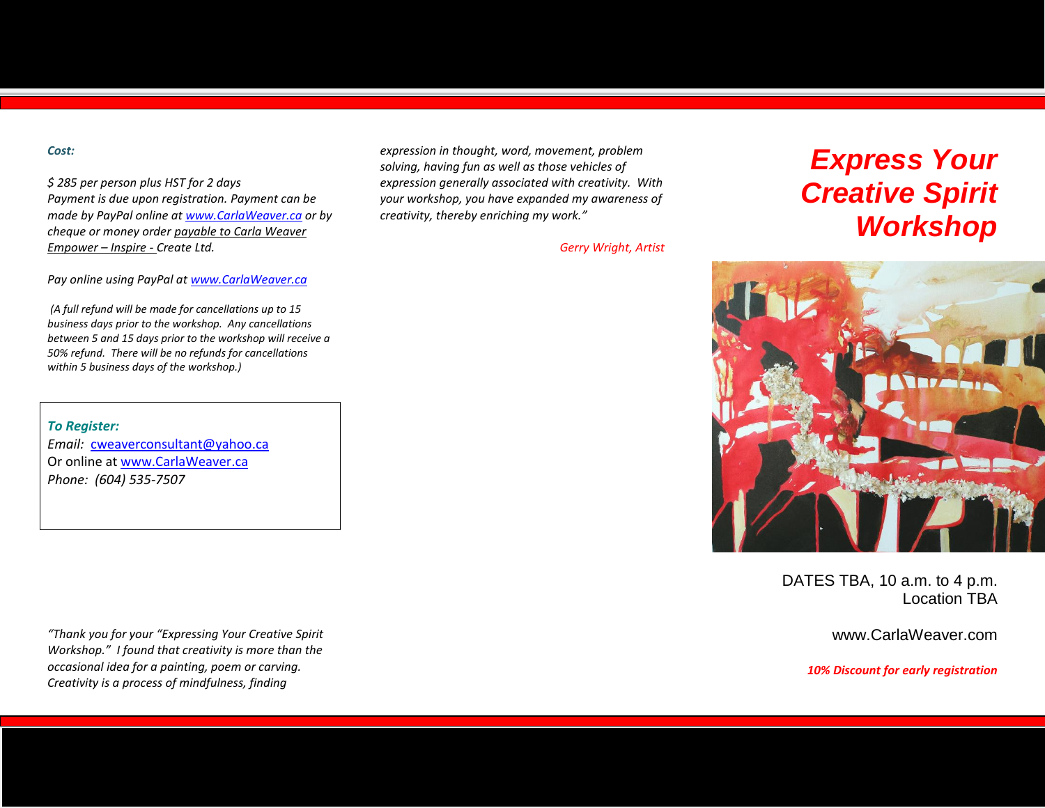# Express Your Creative Spirit Workshop

DATES TBA, 10 a.m. to 4 p.m.
Location TBA

www.CarlaWeaver.com

***10% Discount for early registration***

***Cost:***

*$ 285 per person plus HST for 2 days*
*Payment is due upon registration. Payment can be made by PayPal online at www.CarlaWeaver.ca or by cheque or money order payable to Carla Weaver Empower – Inspire - Create Ltd.*

*Pay online using PayPal at www.CarlaWeaver.ca*

*(A full refund will be made for cancellations up to 15 business days prior to the workshop. Any cancellations between 5 and 15 days prior to the workshop will receive a 50% refund. There will be no refunds for cancellations within 5 business days of the workshop.)*

***To Register:***
*Email:* cweaverconsultant@yahoo.ca
Or online at www.CarlaWeaver.ca
*Phone: (604) 535-7507*

*"Thank you for your "Expressing Your Creative Spirit Workshop." I found that creativity is more than the occasional idea for a painting, poem or carving. Creativity is a process of mindfulness, finding expression in thought, word, movement, problem solving, having fun as well as those vehicles of expression generally associated with creativity. With your workshop, you have expanded my awareness of creativity, thereby enriching my work."*

*Gerry Wright, Artist*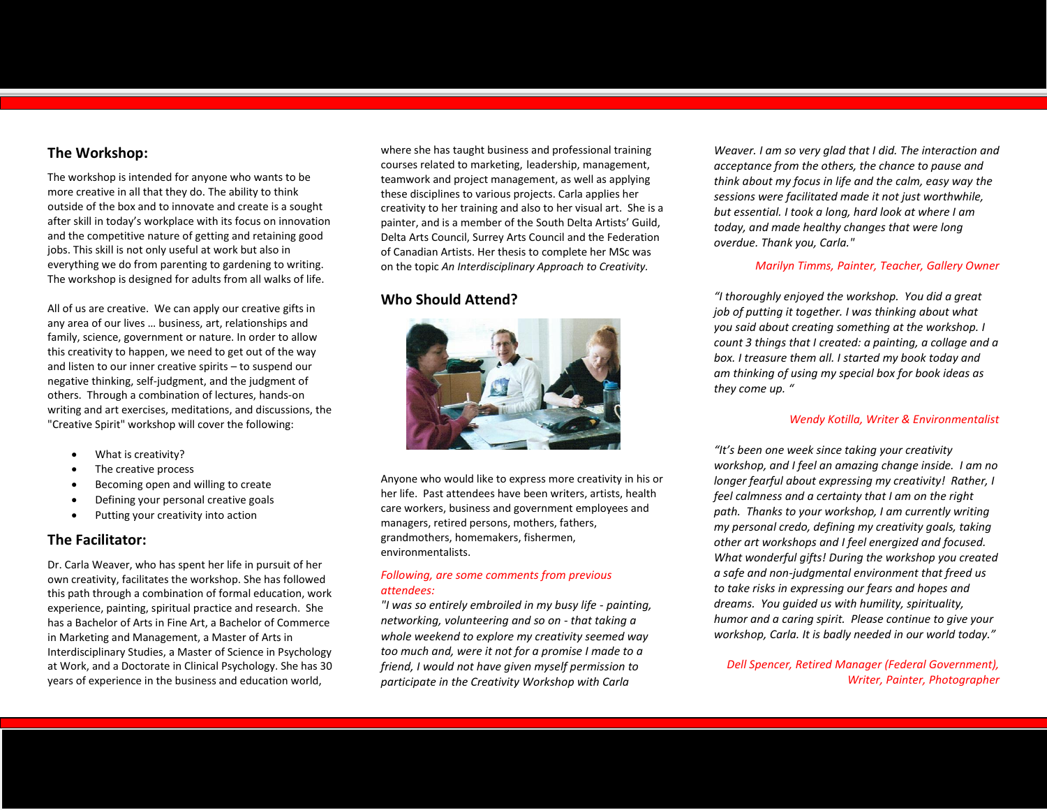## The Workshop:

The workshop is intended for anyone who wants to be more creative in all that they do. The ability to think outside of the box and to innovate and create is a sought after skill in today's workplace with its focus on innovation and the competitive nature of getting and retaining good jobs. This skill is not only useful at work but also in everything we do from parenting to gardening to writing. The workshop is designed for adults from all walks of life.

All of us are creative. We can apply our creative gifts in any area of our lives … business, art, relationships and family, science, government or nature. In order to allow this creativity to happen, we need to get out of the way and listen to our inner creative spirits – to suspend our negative thinking, self-judgment, and the judgment of others. Through a combination of lectures, hands-on writing and art exercises, meditations, and discussions, the "Creative Spirit" workshop will cover the following:

- What is creativity?
- The creative process
- Becoming open and willing to create
- Defining your personal creative goals
- Putting your creativity into action

## The Facilitator:

Dr. Carla Weaver, who has spent her life in pursuit of her own creativity, facilitates the workshop. She has followed this path through a combination of formal education, work experience, painting, spiritual practice and research. She has a Bachelor of Arts in Fine Art, a Bachelor of Commerce in Marketing and Management, a Master of Arts in Interdisciplinary Studies, a Master of Science in Psychology at Work, and a Doctorate in Clinical Psychology. She has 30 years of experience in the business and education world, where she has taught business and professional training courses related to marketing, leadership, management, teamwork and project management, as well as applying these disciplines to various projects. Carla applies her creativity to her training and also to her visual art. She is a painter, and is a member of the South Delta Artists' Guild, Delta Arts Council, Surrey Arts Council and the Federation of Canadian Artists. Her thesis to complete her MSc was on the topic *An Interdisciplinary Approach to Creativity.*

## Who Should Attend?

Anyone who would like to express more creativity in his or her life. Past attendees have been writers, artists, health care workers, business and government employees and managers, retired persons, mothers, fathers, grandmothers, homemakers, fishermen, environmentalists.

*Following, are some comments from previous attendees:*

*"I was so entirely embroiled in my busy life - painting, networking, volunteering and so on - that taking a whole weekend to explore my creativity seemed way too much and, were it not for a promise I made to a friend, I would not have given myself permission to participate in the Creativity Workshop with Carla Weaver. I am so very glad that I did. The interaction and acceptance from the others, the chance to pause and think about my focus in life and the calm, easy way the sessions were facilitated made it not just worthwhile, but essential. I took a long, hard look at where I am today, and made healthy changes that were long overdue. Thank you, Carla."*

*Marilyn Timms, Painter, Teacher, Gallery Owner*

*"I thoroughly enjoyed the workshop. You did a great job of putting it together. I was thinking about what you said about creating something at the workshop. I count 3 things that I created: a painting, a collage and a box. I treasure them all. I started my book today and am thinking of using my special box for book ideas as they come up. "*

*Wendy Kotilla, Writer & Environmentalist*

*"It's been one week since taking your creativity workshop, and I feel an amazing change inside. I am no longer fearful about expressing my creativity! Rather, I feel calmness and a certainty that I am on the right path. Thanks to your workshop, I am currently writing my personal credo, defining my creativity goals, taking other art workshops and I feel energized and focused. What wonderful gifts! During the workshop you created a safe and non-judgmental environment that freed us to take risks in expressing our fears and hopes and dreams. You guided us with humility, spirituality, humor and a caring spirit. Please continue to give your workshop, Carla. It is badly needed in our world today."*

*Dell Spencer, Retired Manager (Federal Government), Writer, Painter, Photographer*